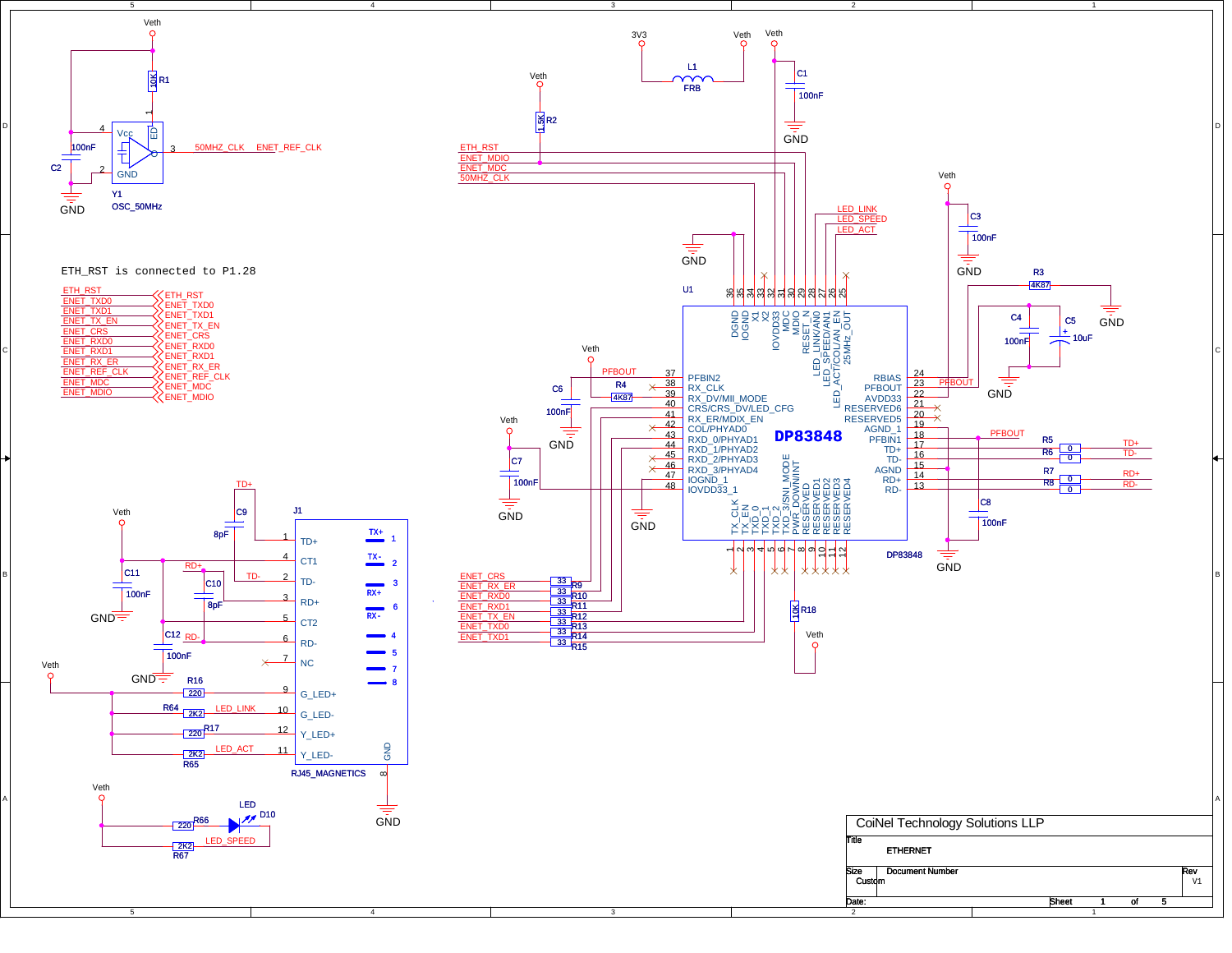ETH_RST is connected to P1.28

| Net | Connection |
|---|---|
| ETH_RST | ETH_RST |
| ENET_TXD0 | ENET_TXD0 |
| ENET_TXD1 | ENET_TXD1 |
| ENET_TX_EN | ENET_TX_EN |
| ENET_CRS | ENET_CRS |
| ENET_RXD0 | ENET_RXD0 |
| ENET_RXD1 | ENET_RXD1 |
| ENET_RX_ER | ENET_RX_ER |
| ENET_REF_CLK | ENET_REF_CLK |
| ENET_MDC | ENET_MDC |
| ENET_MDIO | ENET_MDIO |

Y1 OSC_50MHZ: Vcc (4), GND (2), ED (1), output (3) → 50MHZ_CLK / ENET_REF_CLK; R1 10K to Veth; C2 100nF

U1 DP83848

| Pin | Name |
|---|---|
| 1 | TX_CLK |
| 2 | TX_EN |
| 3 | TXD_0 |
| 4 | TXD_1 |
| 5 | TXD_2 |
| 6 | TXD_3/SNI_MODE |
| 7 | PWR_DOWN/INT |
| 8 | RESERVED |
| 9 | RESERVED1 |
| 10 | RESERVED2 |
| 11 | RESERVED3 |
| 12 | RESERVED4 |
| 13 | RD- |
| 14 | RD+ |
| 15 | AGND |
| 16 | TD- |
| 17 | TD+ |
| 18 | PFBIN1 |
| 19 | AGND_1 |
| 20 | RESERVED5 |
| 21 | RESERVED6 |
| 22 | AVDD33 |
| 23 | PFBOUT |
| 24 | RBIAS |
| 25 | 25MHz_OUT |
| 26 | LED_ACT/COL/AN_EN |
| 27 | LED_SPEED/AN1 |
| 28 | LED_LINK/AN0 |
| 29 | RESET_N |
| 30 | MDIO |
| 31 | MDC |
| 32 | IOVDD33 |
| 33 | X2 |
| 34 | X1 |
| 35 | IOGND |
| 36 | DGND |
| 37 | PFBIN2 |
| 38 | RX_CLK |
| 39 | RX_DV/MII_MODE |
| 40 | CRS/CRS_DV/LED_CFG |
| 41 | RX_ER/MDIX_EN |
| 42 | COL/PHYAD0 |
| 43 | RXD_0/PHYAD1 |
| 44 | RXD_1/PHYAD2 |
| 45 | RXD_2/PHYAD3 |
| 46 | RXD_3/PHYAD4 |
| 47 | IOGND_1 |
| 48 | IOVDD33_1 |

Components: L1 FRB (3V3 – Veth); C1 100nF; R2 1.5K; C3 100nF; R3 4K87; C4 100nF; C5 10uF; R4 4K87; C6 100nF; C7 100nF; C8 100nF; R5, R6, R7, R8 0; R9–R15 33; R18 10K; PFBOUT

ENET_CRS (R9), ENET_RX_ER (R10), ENET_RXD0 (R11), ENET_RXD1 (R12), ENET_TX_EN (R13), ENET_TXD0 (R14), ENET_TXD1 (R15)

J1 RJ45_MAGNETICS

| Pin | Name |
|---|---|
| 1 | TD+ |
| 4 | CT1 |
| 2 | TD- |
| 3 | RD+ |
| 5 | CT2 |
| 6 | RD- |
| 7 | NC |
| 9 | G_LED+ |
| 10 | G_LED- |
| 12 | Y_LED+ |
| 11 | Y_LED- |
| 8 | GND |

Contacts: TX+ 1, TX- 2, RX+ 3, RX- 6, 4, 5, 7, 8

C9 8pF, C10 8pF, C11 100nF, C12 100nF; R16 220, R64 2K2 (LED_LINK), R17 220, R65 2K2 (LED_ACT)

D10 LED; R66 220; R67 2K2 (LED_SPEED)

CoiNel Technology Solutions LLP

Title: ETHERNET

Size: Custom | Document Number | Rev: V1

Date: | Sheet 1 of 5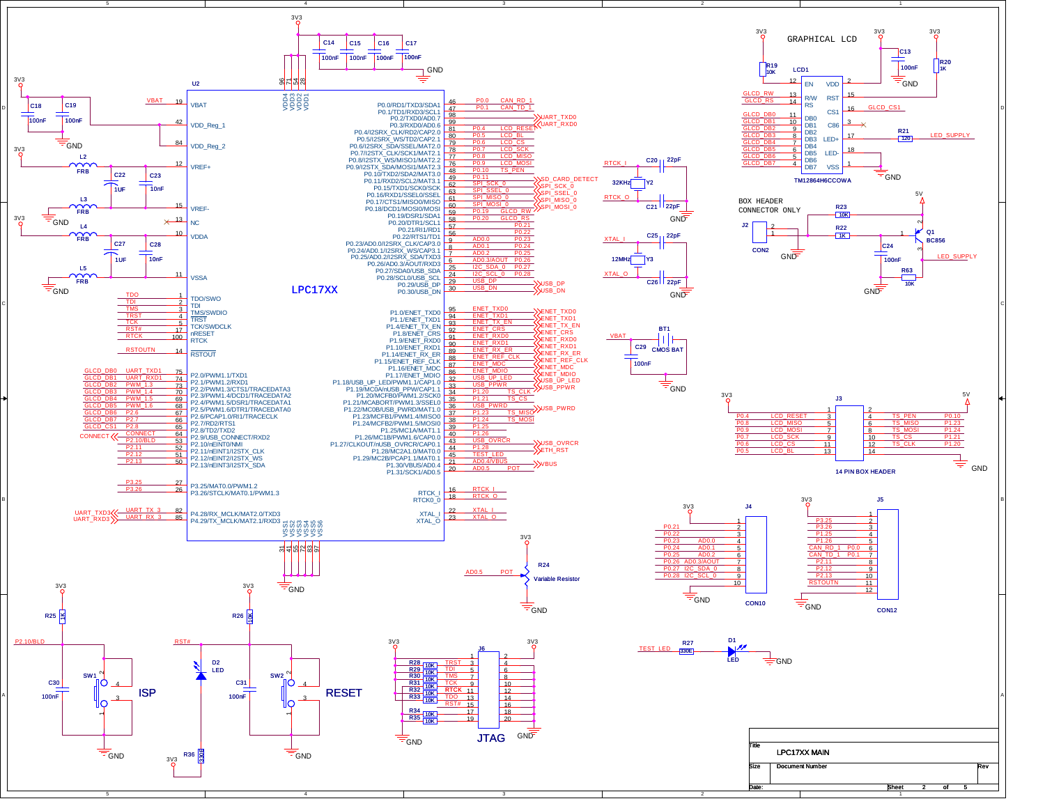# LPC17XX MAIN

## GRAPHICAL LCD

LCD1 — TM12864H6CCOWA

| Signal | Pin | LCD Pin Name |
|---|---|---|
| 3V3 (via R19 10K) | 12 | EN |
| GLCD_RW | 13 | R/W |
| GLCD_RS | 14 | RS |
| GLCD_DB0 | 11 | DB0 |
| GLCD_DB1 | 10 | DB1 |
| GLCD_DB2 | 9 | DB2 |
| GLCD_DB3 | 8 | DB3 |
| GLCD_DB4 | 7 | DB4 |
| GLCD_DB5 | 6 | DB5 |
| GLCD_DB6 | 5 | DB6 |
| GLCD_DB7 | 4 | DB7 |
| 3V3 (C13 100nF) | 2 | VDD |
| 3V3 (R20 1K) | 15 | RST |
| GLCD_CS1 | 16 | CS1 |
| NC | 3 | C86 |
| LED_SUPPLY (R21 120) | 17 | LED+ |
| GND | 18 | LED- |
| GND | 1 | VSS |

BOX HEADER CONNECTOR ONLY

J2 CON2; R23 10K; R22 1K; Q1 BC856; C24 100nF; R63 10K; 5V; LED_SUPPLY

## U2 — LPC17XX

Decoupling: C14, C15, C16, C17 100nF; C18, C19 100nF; C22 1UF; C23 10nF; C27 1UF; C28 10nF; L2, L3, L4, L5 FRB

| Pin | Name | Net |
|---|---|---|
| 19 | VBAT | VBAT |
| 42 | VDD_Reg_1 | |
| 84 | VDD_Reg_2 | |
| 12 | VREF+ | |
| 15 | VREF- | |
| 13 | NC | |
| 10 | VDDA | |
| 11 | VSSA | |
| 96, 71, 54, 28 | VDD4, VDD3, VDD2, VDD1 | 3V3 |
| 31, 41, 55, 72, 83, 97 | VSS1–VSS6 | GND |
| 1 | TDO/SWO | TDO |
| 2 | TDI | TDI |
| 3 | TMS/SWDIO | TMS |
| 4 | TRST | TRST |
| 5 | TCK/SWDCLK | TCK |
| 17 | nRESET | RST# |
| 100 | RTCK | RTCK |
| 14 | RSTOUT | RSTOUTN |
| 75 | P2.0/PWM1.1/TXD1 | GLCD_DB0 / UART_TXD1 |
| 74 | P2.1/PWM1.2/RXD1 | GLCD_DB1 / UART_RXD1 |
| 73 | P2.2/PWM1.3/CTS1/TRACEDATA3 | GLCD_DB2 / PWM_1.3 |
| 70 | P2.3/PWM1.4/DCD1/TRACEDATA2 | GLCD_DB3 / PWM_1.4 |
| 69 | P2.4/PWM1.5/DSR1/TRACEDATA1 | GLCD_DB4 / PWM_1.5 |
| 68 | P2.5/PWM1.6/DTR1/TRACEDATA0 | GLCD_DB5 / PWM_1.6 |
| 67 | P2.6/PCAP1.0/RI1/TRACECLK | GLCD_DB6 / P2.6 |
| 66 | P2.7/RD2/RTS1 | GLCD_DB7 / P2.7 |
| 65 | P2.8/TD2/TXD2 | GLCD_CS1 / P2.8 |
| 64 | P2.9/USB_CONNECT/RXD2 | CONNECT |
| 53 | P2.10/nEINT0/NMI | P2.10/BLD |
| 52 | P2.11/nEINT1/I2STX_CLK | P2.11 |
| 51 | P2.12/nEINT2/I2STX_WS | P2.12 |
| 50 | P2.13/nEINT3/I2STX_SDA | P2.13 |
| 27 | P3.25/MAT0.0/PWM1.2 | P3.25 |
| 26 | P3.26/STCLK/MAT0.1/PWM1.3 | P3.26 |
| 82 | P4.28/RX_MCLK/MAT2.0/TXD3 | UART_TX_3 / UART_TXD3 |
| 85 | P4.29/TX_MCLK/MAT2.1/RXD3 | UART_RX_3 / UART_RXD3 |
| 46 | P0.0/RD1/TXD3/SDA1 | P0.0 / CAN_RD_1 |
| 47 | P0.1/TD1/RXD3/SCL1 | P0.1 / CAN_TD_1 |
| 98 | P0.2/TXD0/AD0.7 | UART_TXD0 |
| 99 | P0.3/RXD0/AD0.6 | UART_RXD0 |
| 81 | P0.4/I2SRX_CLK/RD2/CAP2.0 | P0.4 / LCD_RESET |
| 80 | P0.5/I2SRX_WS/TD2/CAP2.1 | P0.5 / LCD_BL |
| 79 | P0.6/I2SRX_SDA/SSEL1/MAT2.0 | P0.6 / LCD_CS |
| 78 | P0.7/I2STX_CLK/SCK1/MAT2.1 | P0.7 / LCD_SCK |
| 77 | P0.8/I2STX_WS/MISO1/MAT2.2 | P0.8 / LCD_MISO |
| 76 | P0.9/I2STX_SDA/MOSI1/MAT2.3 | P0.9 / LCD_MOSI |
| 48 | P0.10/TXD2/SDA2/MAT3.0 | P0.10 / TS_PEN |
| 49 | P0.11/RXD2/SCL2/MAT3.1 | P0.11 / SD_CARD_DETECT |
| 62 | P0.15/TXD1/SCK0/SCK | SPI_SCK_0 |
| 63 | P0.16/RXD1/SSEL0/SSEL | SPI_SSEL_0 |
| 61 | P0.17/CTS1/MISO0/MISO | SPI_MISO_0 |
| 60 | P0.18/DCD1/MOSI0/MOSI | SPI_MOSI_0 |
| 59 | P0.19/DSR1/SDA1 | P0.19 / GLCD_RW |
| 58 | P0.20/DTR1/SCL1 | P0.20 / GLCD_RS |
| 57 | P0.21/RI1/RD1 | P0.21 |
| 56 | P0.22/RTS1/TD1 | P0.22 |
| 9 | P0.23/AD0.0/I2SRX_CLK/CAP3.0 | AD0.0 / P0.23 |
| 8 | P0.24/AD0.1/I2SRX_WS/CAP3.1 | AD0.1 / P0.24 |
| 7 | P0.25/AD0.2/I2SRX_SDA/TXD3 | AD0.2 / P0.25 |
| 6 | P0.26/AD0.3/AOUT/RXD3 | AD0.3/AOUT / P0.26 |
| 25 | P0.27/SDA0/USB_SDA | I2C_SDA_0 / P0.27 |
| 24 | P0.28/SCL0/USB_SCL | I2C_SCL_0 / P0.28 |
| 29 | P0.29/USB_DP | USB_DP |
| 30 | P0.30/USB_DN | USB_DN |
| 95 | P1.0/ENET_TXD0 | ENET_TXD0 |
| 94 | P1.1/ENET_TXD1 | ENET_TXD1 |
| 93 | P1.4/ENET_TX_EN | ENET_TX_EN |
| 92 | P1.8/ENET_CRS | ENET_CRS |
| 91 | P1.9/ENET_RXD0 | ENET_RXD0 |
| 90 | P1.10/ENET_RXD1 | ENET_RXD1 |
| 89 | P1.14/ENET_RX_ER | ENET_RX_ER |
| 88 | P1.15/ENET_REF_CLK | ENET_REF_CLK |
| 87 | P1.16/ENET_MDC | ENET_MDC |
| 86 | P1.17/ENET_MDIO | ENET_MDIO |
| 32 | P1.18/USB_UP_LED/PWM1.1/CAP1.0 | USB_UP_LED |
| 33 | P1.19/MC0A/nUSB_PPW/CAP1.1 | USB_PPWR |
| 34 | P1.20/MCFB0/PWM1.2/SCK0 | P1.20 / TS_CLK |
| 35 | P1.21/MCABORT/PWM1.3/SSEL0 | P1.21 / TS_CS |
| 36 | P1.22/MC0B/USB_PWRD/MAT1.0 | USB_PWRD |
| 37 | P1.23/MCFB1/PWM1.4/MISO0 | P1.23 / TS_MISO |
| 38 | P1.24/MCFB2/PWM1.5/MOSI0 | P1.24 / TS_MOSI |
| 39 | P1.25/MC1A/MAT1.1 | P1.25 |
| 40 | P1.26/MC1B/PWM1.6/CAP0.0 | P1.26 |
| 43 | P1.27/CLKOUT/nUSB_OVRCR/CAP0.1 | USB_OVRCR |
| 44 | P1.28/MC2A/PCAP1.0/MAT0.0 | P1.28 / ETH_RST |
| 45 | P1.29/MC2B/PCAP1.1/MAT0.1 | TEST_LED |
| 21 | P1.30/VBUS/AD0.4 | AD0.4/VBUS / VBUS |
| 20 | P1.31/SCK1/AD0.5 | AD0.5 / POT |
| 16 | RTCX_I | RTCK_I |
| 18 | RTCX0_O | RTCK_O |
| 22 | XTAL_I | XTAL_I |
| 23 | XTAL_O | XTAL_O |

Crystals: Y2 32KHz with C20, C21 22pF (RTCK_I, RTCK_O); Y3 12MHz with C25, C26 22pF (XTAL_I, XTAL_O).

Battery: BT1 CMOS BAT, C29 100nF (VBAT).

## J3 — 14 PIN BOX HEADER

| Net | Pin | Pin | Net |
|---|---|---|---|
| | 1 | 2 | 5V |
| P0.4 LCD_RESET | 3 | 4 | TS_PEN P0.10 |
| P0.8 LCD_MISO | 5 | 6 | TS_MISO P1.23 |
| P0.9 LCD_MOSI | 7 | 8 | TS_MOSI P1.24 |
| P0.7 LCD_SCK | 9 | 10 | TS_CS P1.21 |
| P0.6 LCD_CS | 11 | 12 | TS_CLK P1.20 |
| P0.5 LCD_BL | 13 | 14 | GND |

## J4 — CON10

| Pin | Net |
|---|---|
| 1 | 3V3 |
| 2 | P0.21 |
| 3 | P0.22 |
| 4 | P0.23 AD0.0 |
| 5 | P0.24 AD0.1 |
| 6 | P0.25 AD0.2 |
| 7 | P0.26 AD0.3/AOUT |
| 8 | P0.27 I2C_SDA_0 |
| 9 | P0.28 I2C_SCL_0 |
| 10 | GND |

## J5 — CON12

| Pin | Net |
|---|---|
| 1 | 3V3 |
| 2 | P3.25 |
| 3 | P3.26 |
| 4 | P1.25 |
| 5 | P1.26 |
| 6 | CAN_RD_1 P0.0 |
| 7 | CAN_TD_1 P0.1 |
| 8 | P2.11 |
| 9 | P2.12 |
| 10 | P2.13 |
| 11 | RSTOUTN |
| 12 | GND |

## Variable Resistor

R24 Variable Resistor, 3V3 — AD0.5 POT — GND

## ISP

R25 1K, C30 100nF, SW1, P2.10/BLD

## RESET

R26 10K, C31 100nF, SW2, RST#; D2 LED, R36 330E

## JTAG — J6

| Net | Resistor | Pin | Pin | Net |
|---|---|---|---|---|
| 3V3 | | 1 | 2 | 3V3 |
| TRST | R28 10K | 3 | 4 | GND |
| TDI | R29 10K | 5 | 6 | GND |
| TMS | R30 10K | 7 | 8 | GND |
| TCK | R31 10K | 9 | 10 | GND |
| RTCK | R32 10K | 11 | 12 | GND |
| TDO | R33 10K | 13 | 14 | GND |
| RST# | | 15 | 16 | GND |
| | R34 10K | 17 | 18 | GND |
| | R35 10K | 19 | 20 | GND |

TEST_LED — R27 330E — D1 LED — GND

| Title | LPC17XX MAIN |
|---|---|
| Size | Document Number |
| Date: | Sheet 2 of 5 |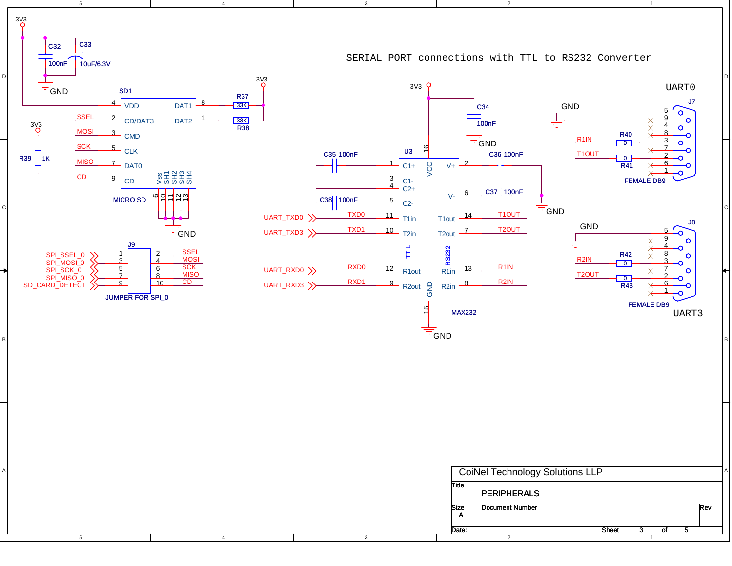# SERIAL PORT connections with TTL to RS232 Converter

## MICRO SD (SD1)

| Pin | Name | Net |
|---|---|---|
| 4 | VDD | 3V3 |
| 2 | CD/DAT3 | SSEL |
| 3 | CMD | MOSI |
| 5 | CLK | SCK |
| 7 | DAT0 | MISO |
| 9 | CD | CD (R39 1K to 3V3) |
| 8 | DAT1 | R37 33K to 3V3 |
| 1 | DAT2 | R38 33K to 3V3 |
| 6 | Vss | GND |
| 10 | SH1 | GND |
| 11 | SH2 | GND |
| 12 | SH3 | GND |
| 13 | SH4 | GND |

3V3 decoupling: C32 100nF, C33 10uF/6.3V to GND.

## JUMPER FOR SPI_0 (J9)

| Signal | Pin | Pin | Signal |
|---|---|---|---|
| SPI_SSEL_0 | 1 | 2 | SSEL |
| SPI_MOSI_0 | 3 | 4 | MOSI |
| SPI_SCK_0 | 5 | 6 | SCK |
| SPI_MISO_0 | 7 | 8 | MISO |
| SD_CARD_DETECT | 9 | 10 | CD |

## MAX232 (U3)

| Pin | Name | Net |
|---|---|---|
| 16 | VCC | 3V3 (C34 100nF to GND) |
| 15 | GND | GND |
| 1 | C1+ | C35 100nF |
| 3 | C1- | C35 100nF |
| 4 | C2+ | C38 100nF |
| 5 | C2- | C38 100nF |
| 2 | V+ | C36 100nF to GND |
| 6 | V- | C37 100nF to GND |
| 11 | T1in | TXD0 (UART_TXD0) |
| 10 | T2in | TXD1 (UART_TXD3) |
| 12 | R1out | RXD0 (UART_RXD0) |
| 9 | R2out | RXD1 (UART_RXD3) |
| 14 | T1out | T1OUT |
| 7 | T2out | T2OUT |
| 13 | R1in | R1IN |
| 8 | R2in | R2IN |

TTL / RS232

## UART0 (J7 – FEMALE DB9)

| Pin | Net |
|---|---|
| 5 | GND |
| 3 | R1IN (via R40 0) |
| 2 | T1OUT (via R41 0) |
| 9, 4, 8, 7, 6, 1 | NC |

## UART3 (J8 – FEMALE DB9)

| Pin | Net |
|---|---|
| 5 | GND |
| 3 | R2IN (via R42 0) |
| 2 | T2OUT (via R43 0) |
| 9, 4, 8, 7, 6, 1 | NC |

---

CoiNel Technology Solutions LLP

Title: PERIPHERALS

Size: A

Document Number

Rev

Date: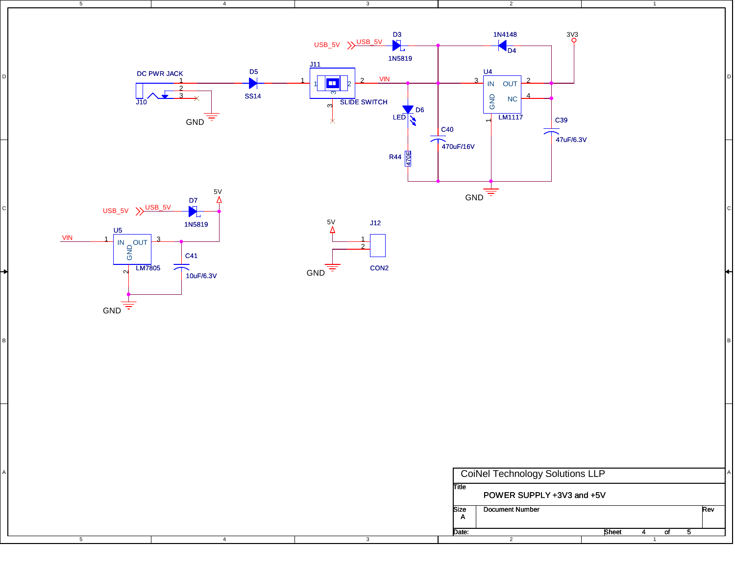DC PWR JACK

J10

1
2
3

GND

D5

SS14

J11

1 2 3

SLIDE SWITCH

USB_5V USB_5V

D3

1N5819

VIN

D6

LED

R44 470E

C40

470uF/16V

1N4148

D4

U4

IN OUT

GND NC

LM1117

3 2 4 1

3V3

C39

47uF/6.3V

GND

USB_5V USB_5V

D7

1N5819

5V

VIN

U5

IN OUT

GND

LM7805

1 3 2

C41

10uF/6.3V

GND

5V

J12

1
2

CON2

GND

CoiNel Technology Solutions LLP

| Title | POWER SUPPLY +3V3 and +5V | |
|---|---|---|
| Size A | Document Number | Rev |
| Date: | Sheet 4 of 5 | |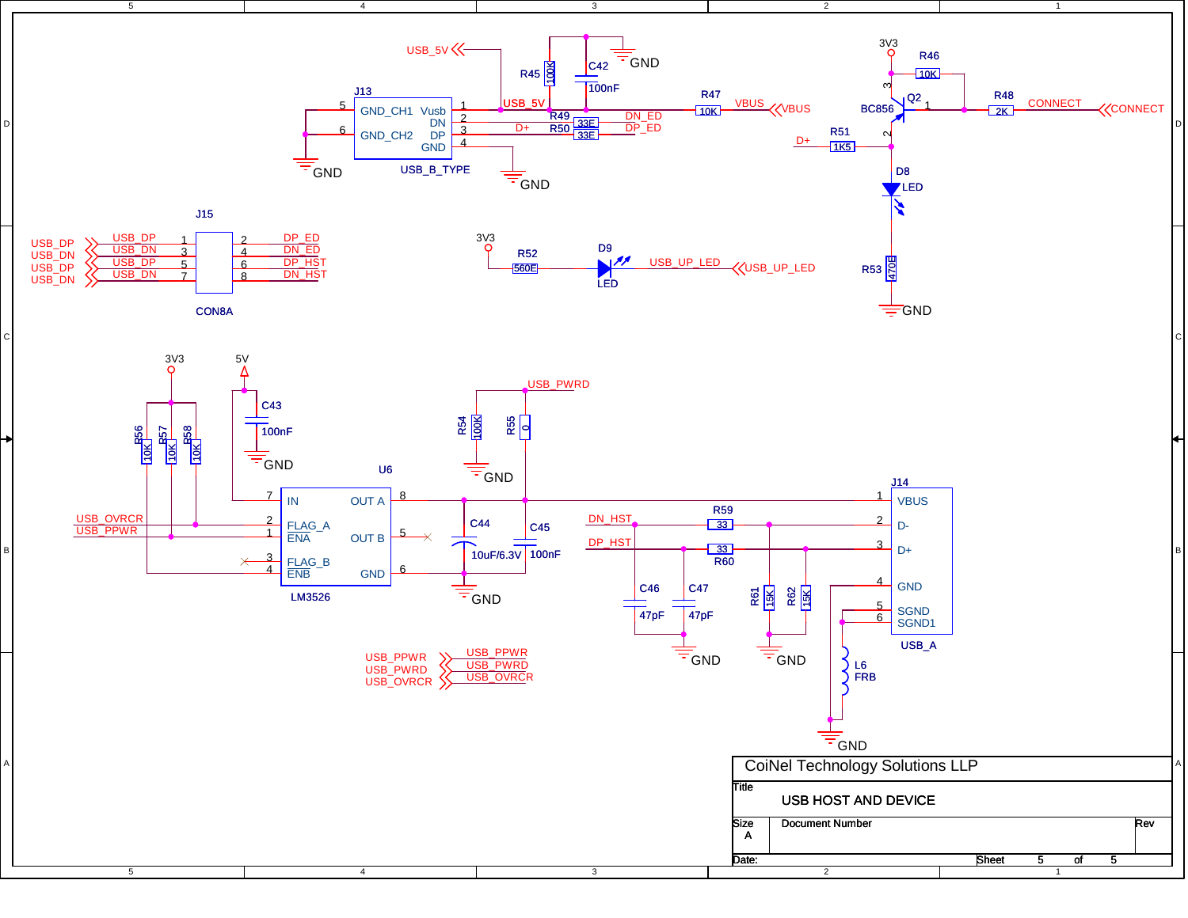J13
USB_B_TYPE

| Pin | Name |
| --- | --- |
| 1 | Vusb |
| 2 | DN |
| 3 | DP |
| 4 | GND |
| 5 | GND_CH1 |
| 6 | GND_CH2 |

USB_5V
R45 100K
C42 100nF
GND
R49 33E
R50 33E
DN_ED
DP_ED
D+
R47 10K
VBUS
3V3
R46 10K
Q2 BC856
R48 2K
CONNECT
R51 1K5
D8 LED
R53 470E

J15
CON8A

| Signal | Pin | Pin | Signal |
| --- | --- | --- | --- |
| USB_DP | 1 | 2 | DP_ED |
| USB_DN | 3 | 4 | DN_ED |
| USB_DP | 5 | 6 | DP_HST |
| USB_DN | 7 | 8 | DN_HST |

3V3
R52 560E
D9 LED
USB_UP_LED

3V3
5V
R56 10K
R57 10K
R58 10K
C43 100nF
USB_OVRCR
USB_PPWR

U6
LM3526

| Pin | Name | Name | Pin |
| --- | --- | --- | --- |
| 7 | IN | OUT A | 8 |
| 2 | FLAG_A | | |
| 1 | ENA | OUT B | 5 |
| 3 | FLAG_B | | |
| 4 | ENB | GND | 6 |

USB_PWRD
R54 100K
R55 0
C44 10uF/6.3V
C45 100nF

J14
USB_A

| Pin | Name |
| --- | --- |
| 1 | VBUS |
| 2 | D- |
| 3 | D+ |
| 4 | GND |
| 5 | SGND |
| 6 | SGND1 |

DN_HST
DP_HST
R59 33
R60 33
C46 47pF
C47 47pF
R61 15K
R62 15K
L6 FRB

USB_PPWR
USB_PWRD
USB_OVRCR

CoiNel Technology Solutions LLP

Title: USB HOST AND DEVICE

Size: A
Document Number
Rev
Date:
Sheet 5 of 5